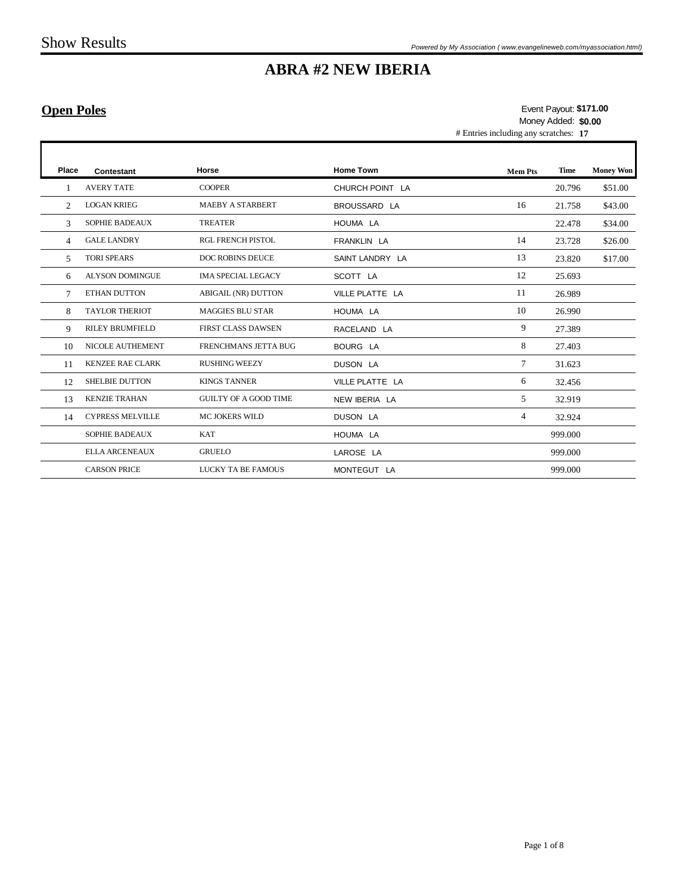Show Results

*Powered by My Association ( www.evangelineweb.com/myassociation.html)*

# ABRA #2 NEW IBERIA

## Open Poles

Event Payout: **$171.00**
Money Added: **$0.00**
# Entries including any scratches: **17**

| Place | Contestant | Horse | Home Town | Mem Pts | Time | Money Won |
|---|---|---|---|---|---|---|
| 1 | AVERY TATE | COOPER | CHURCH POINT LA | | 20.796 | $51.00 |
| 2 | LOGAN KRIEG | MAEBY A STARBERT | BROUSSARD LA | 16 | 21.758 | $43.00 |
| 3 | SOPHIE BADEAUX | TREATER | HOUMA LA | | 22.478 | $34.00 |
| 4 | GALE LANDRY | RGL FRENCH PISTOL | FRANKLIN LA | 14 | 23.728 | $26.00 |
| 5 | TORI SPEARS | DOC ROBINS DEUCE | SAINT LANDRY LA | 13 | 23.820 | $17.00 |
| 6 | ALYSON DOMINGUE | IMA SPECIAL LEGACY | SCOTT LA | 12 | 25.693 | |
| 7 | ETHAN DUTTON | ABIGAIL (NR) DUTTON | VILLE PLATTE LA | 11 | 26.989 | |
| 8 | TAYLOR THERIOT | MAGGIES BLU STAR | HOUMA LA | 10 | 26.990 | |
| 9 | RILEY BRUMFIELD | FIRST CLASS DAWSEN | RACELAND LA | 9 | 27.389 | |
| 10 | NICOLE AUTHEMENT | FRENCHMANS JETTA BUG | BOURG LA | 8 | 27.403 | |
| 11 | KENZEE RAE CLARK | RUSHING WEEZY | DUSON LA | 7 | 31.623 | |
| 12 | SHELBIE DUTTON | KINGS TANNER | VILLE PLATTE LA | 6 | 32.456 | |
| 13 | KENZIE TRAHAN | GUILTY OF A GOOD TIME | NEW IBERIA LA | 5 | 32.919 | |
| 14 | CYPRESS MELVILLE | MC JOKERS WILD | DUSON LA | 4 | 32.924 | |
| | SOPHIE BADEAUX | KAT | HOUMA LA | | 999.000 | |
| | ELLA ARCENEAUX | GRUELO | LAROSE LA | | 999.000 | |
| | CARSON PRICE | LUCKY TA BE FAMOUS | MONTEGUT LA | | 999.000 | |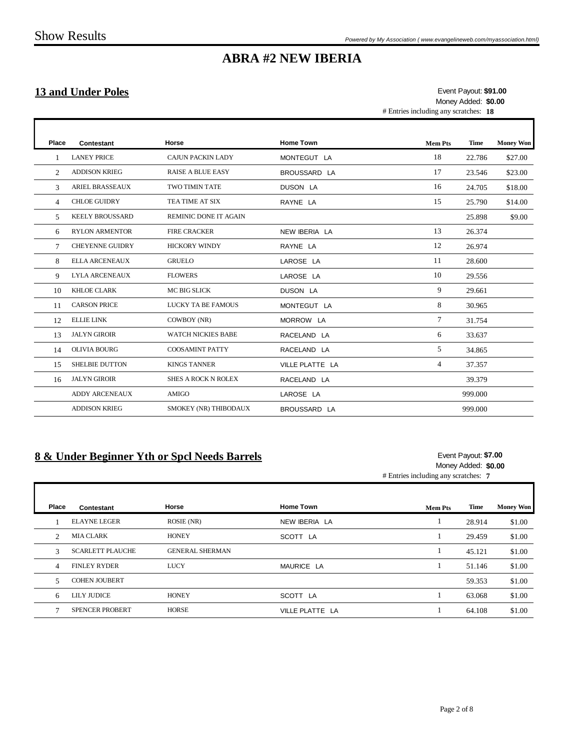# ABRA #2 NEW IBERIA

## 13 and Under Poles

Event Payout: **$91.00**
Money Added: **$0.00**
# Entries including any scratches: **18**

| Place | Contestant | Horse | Home Town | Mem Pts | Time | Money Won |
|---|---|---|---|---|---|---|
| 1 | LANEY PRICE | CAJUN PACKIN LADY | MONTEGUT LA | 18 | 22.786 | $27.00 |
| 2 | ADDISON KRIEG | RAISE A BLUE EASY | BROUSSARD LA | 17 | 23.546 | $23.00 |
| 3 | ARIEL BRASSEAUX | TWO TIMIN TATE | DUSON LA | 16 | 24.705 | $18.00 |
| 4 | CHLOE GUIDRY | TEA TIME AT SIX | RAYNE LA | 15 | 25.790 | $14.00 |
| 5 | KEELY BROUSSARD | REMINIC DONE IT AGAIN | | | 25.898 | $9.00 |
| 6 | RYLON ARMENTOR | FIRE CRACKER | NEW IBERIA LA | 13 | 26.374 | |
| 7 | CHEYENNE GUIDRY | HICKORY WINDY | RAYNE LA | 12 | 26.974 | |
| 8 | ELLA ARCENEAUX | GRUELO | LAROSE LA | 11 | 28.600 | |
| 9 | LYLA ARCENEAUX | FLOWERS | LAROSE LA | 10 | 29.556 | |
| 10 | KHLOE CLARK | MC BIG SLICK | DUSON LA | 9 | 29.661 | |
| 11 | CARSON PRICE | LUCKY TA BE FAMOUS | MONTEGUT LA | 8 | 30.965 | |
| 12 | ELLIE LINK | COWBOY (NR) | MORROW LA | 7 | 31.754 | |
| 13 | JALYN GIROIR | WATCH NICKIES BABE | RACELAND LA | 6 | 33.637 | |
| 14 | OLIVIA BOURG | COOSAMINT PATTY | RACELAND LA | 5 | 34.865 | |
| 15 | SHELBIE DUTTON | KINGS TANNER | VILLE PLATTE LA | 4 | 37.357 | |
| 16 | JALYN GIROIR | SHES A ROCK N ROLEX | RACELAND LA | | 39.379 | |
| | ADDY ARCENEAUX | AMIGO | LAROSE LA | | 999.000 | |
| | ADDISON KRIEG | SMOKEY (NR) THIBODAUX | BROUSSARD LA | | 999.000 | |

## 8 & Under Beginner Yth or Spcl Needs Barrels

Event Payout: **$7.00**
Money Added: **$0.00**
# Entries including any scratches: **7**

| Place | Contestant | Horse | Home Town | Mem Pts | Time | Money Won |
|---|---|---|---|---|---|---|
| 1 | ELAYNE LEGER | ROSIE (NR) | NEW IBERIA LA | 1 | 28.914 | $1.00 |
| 2 | MIA CLARK | HONEY | SCOTT LA | 1 | 29.459 | $1.00 |
| 3 | SCARLETT PLAUCHE | GENERAL SHERMAN | | 1 | 45.121 | $1.00 |
| 4 | FINLEY RYDER | LUCY | MAURICE LA | 1 | 51.146 | $1.00 |
| 5 | COHEN JOUBERT | | | | 59.353 | $1.00 |
| 6 | LILY JUDICE | HONEY | SCOTT LA | 1 | 63.068 | $1.00 |
| 7 | SPENCER PROBERT | HORSE | VILLE PLATTE LA | 1 | 64.108 | $1.00 |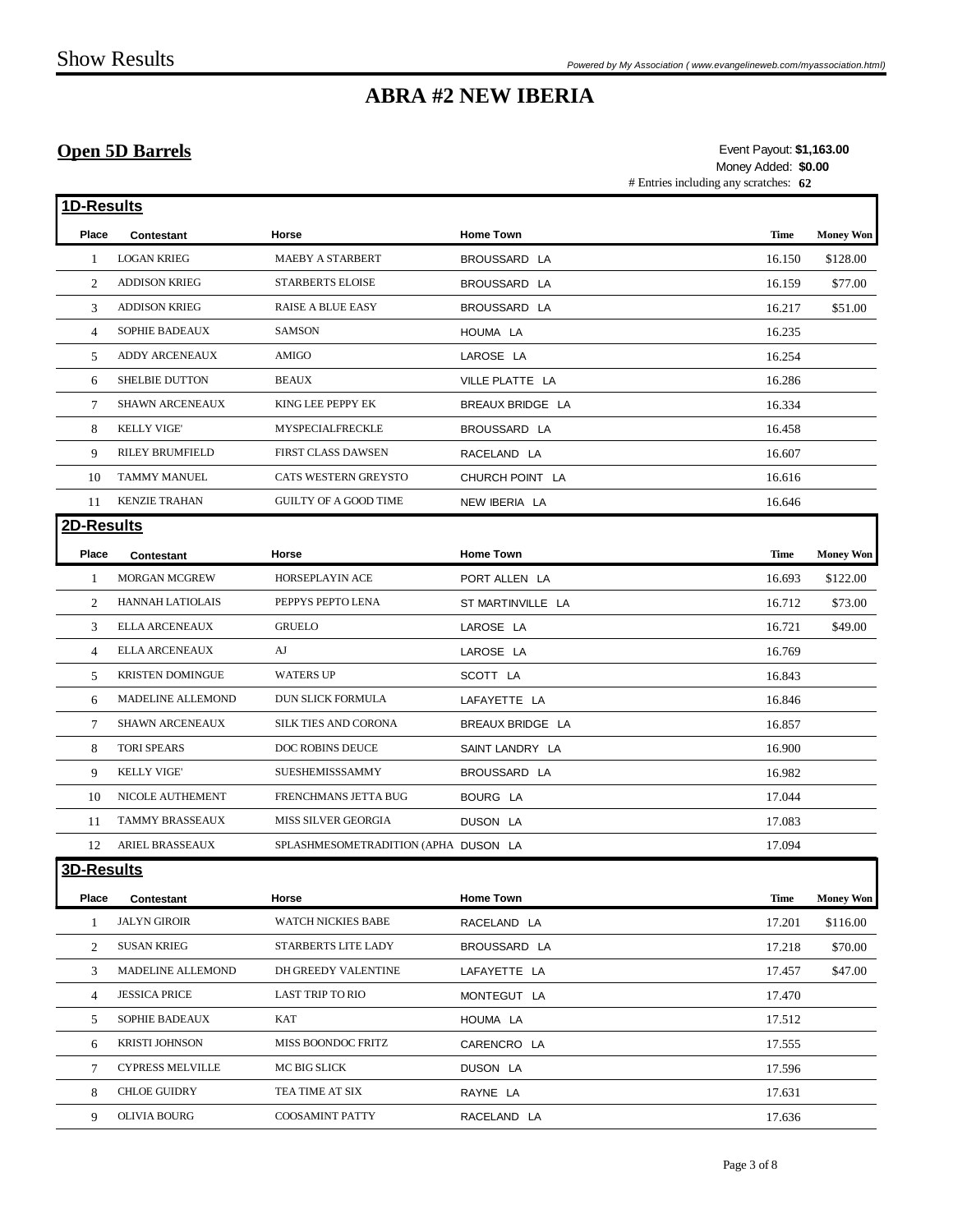# ABRA #2 NEW IBERIA

## Open 5D Barrels

Event Payout: **$1,163.00**
Money Added: **$0.00**
# Entries including any scratches: **62**

### 1D-Results

| Place | Contestant | Horse | Home Town | Time | Money Won |
|---|---|---|---|---|---|
| 1 | LOGAN KRIEG | MAEBY A STARBERT | BROUSSARD LA | 16.150 | $128.00 |
| 2 | ADDISON KRIEG | STARBERTS ELOISE | BROUSSARD LA | 16.159 | $77.00 |
| 3 | ADDISON KRIEG | RAISE A BLUE EASY | BROUSSARD LA | 16.217 | $51.00 |
| 4 | SOPHIE BADEAUX | SAMSON | HOUMA LA | 16.235 | |
| 5 | ADDY ARCENEAUX | AMIGO | LAROSE LA | 16.254 | |
| 6 | SHELBIE DUTTON | BEAUX | VILLE PLATTE LA | 16.286 | |
| 7 | SHAWN ARCENEAUX | KING LEE PEPPY EK | BREAUX BRIDGE LA | 16.334 | |
| 8 | KELLY VIGE' | MYSPECIALFRECKLE | BROUSSARD LA | 16.458 | |
| 9 | RILEY BRUMFIELD | FIRST CLASS DAWSEN | RACELAND LA | 16.607 | |
| 10 | TAMMY MANUEL | CATS WESTERN GREYSTO | CHURCH POINT LA | 16.616 | |
| 11 | KENZIE TRAHAN | GUILTY OF A GOOD TIME | NEW IBERIA LA | 16.646 | |

### 2D-Results

| Place | Contestant | Horse | Home Town | Time | Money Won |
|---|---|---|---|---|---|
| 1 | MORGAN MCGREW | HORSEPLAYIN ACE | PORT ALLEN LA | 16.693 | $122.00 |
| 2 | HANNAH LATIOLAIS | PEPPYS PEPTO LENA | ST MARTINVILLE LA | 16.712 | $73.00 |
| 3 | ELLA ARCENEAUX | GRUELO | LAROSE LA | 16.721 | $49.00 |
| 4 | ELLA ARCENEAUX | AJ | LAROSE LA | 16.769 | |
| 5 | KRISTEN DOMINGUE | WATERS UP | SCOTT LA | 16.843 | |
| 6 | MADELINE ALLEMOND | DUN SLICK FORMULA | LAFAYETTE LA | 16.846 | |
| 7 | SHAWN ARCENEAUX | SILK TIES AND CORONA | BREAUX BRIDGE LA | 16.857 | |
| 8 | TORI SPEARS | DOC ROBINS DEUCE | SAINT LANDRY LA | 16.900 | |
| 9 | KELLY VIGE' | SUESHEMISSSAMMY | BROUSSARD LA | 16.982 | |
| 10 | NICOLE AUTHEMENT | FRENCHMANS JETTA BUG | BOURG LA | 17.044 | |
| 11 | TAMMY BRASSEAUX | MISS SILVER GEORGIA | DUSON LA | 17.083 | |
| 12 | ARIEL BRASSEAUX | SPLASHMESOMETRADITION (APHA | DUSON LA | 17.094 | |

### 3D-Results

| Place | Contestant | Horse | Home Town | Time | Money Won |
|---|---|---|---|---|---|
| 1 | JALYN GIROIR | WATCH NICKIES BABE | RACELAND LA | 17.201 | $116.00 |
| 2 | SUSAN KRIEG | STARBERTS LITE LADY | BROUSSARD LA | 17.218 | $70.00 |
| 3 | MADELINE ALLEMOND | DH GREEDY VALENTINE | LAFAYETTE LA | 17.457 | $47.00 |
| 4 | JESSICA PRICE | LAST TRIP TO RIO | MONTEGUT LA | 17.470 | |
| 5 | SOPHIE BADEAUX | KAT | HOUMA LA | 17.512 | |
| 6 | KRISTI JOHNSON | MISS BOONDOC FRITZ | CARENCRO LA | 17.555 | |
| 7 | CYPRESS MELVILLE | MC BIG SLICK | DUSON LA | 17.596 | |
| 8 | CHLOE GUIDRY | TEA TIME AT SIX | RAYNE LA | 17.631 | |
| 9 | OLIVIA BOURG | COOSAMINT PATTY | RACELAND LA | 17.636 | |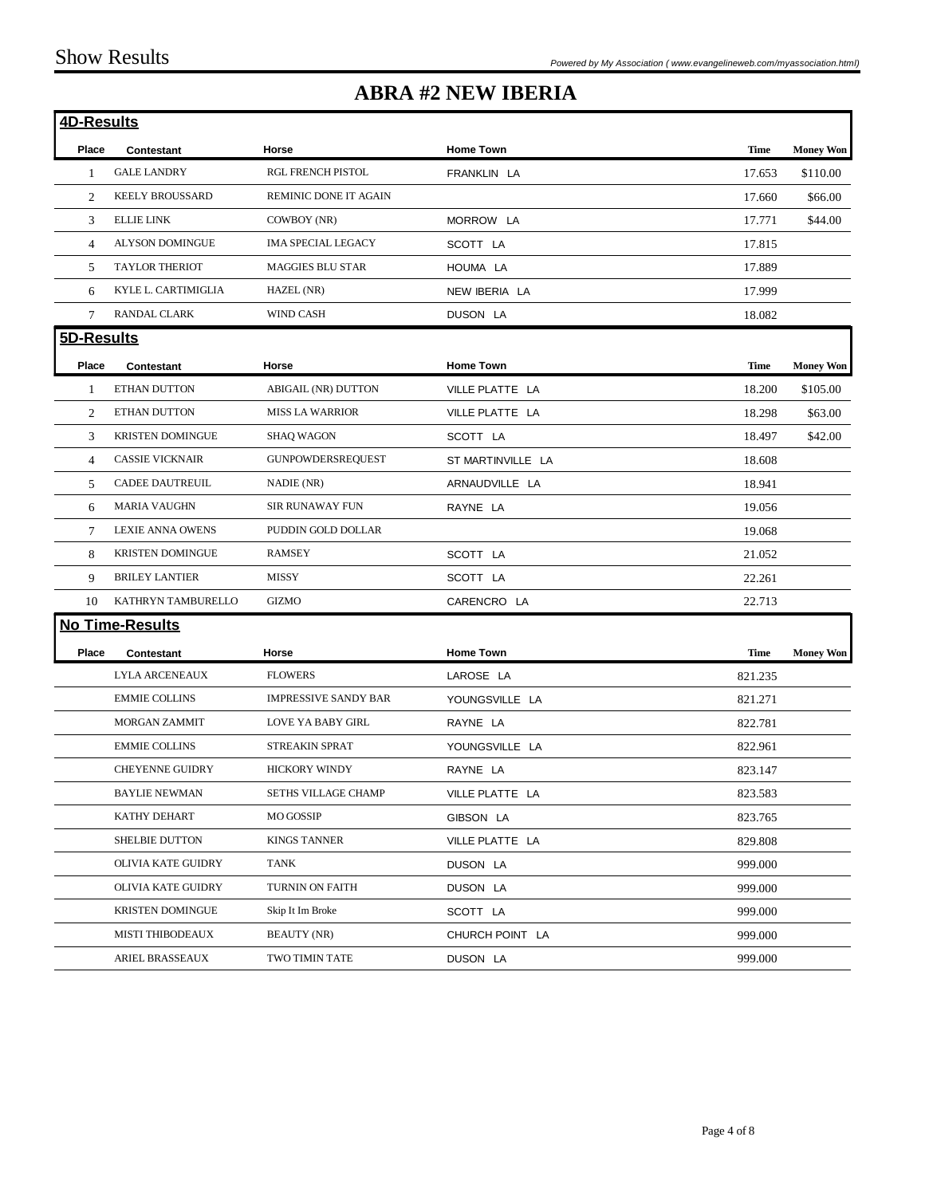# ABRA #2 NEW IBERIA

## 4D-Results

| Place | Contestant | Horse | Home Town | Time | Money Won |
|---|---|---|---|---|---|
| 1 | GALE LANDRY | RGL FRENCH PISTOL | FRANKLIN LA | 17.653 | $110.00 |
| 2 | KEELY BROUSSARD | REMINIC DONE IT AGAIN | | 17.660 | $66.00 |
| 3 | ELLIE LINK | COWBOY (NR) | MORROW LA | 17.771 | $44.00 |
| 4 | ALYSON DOMINGUE | IMA SPECIAL LEGACY | SCOTT LA | 17.815 | |
| 5 | TAYLOR THERIOT | MAGGIES BLU STAR | HOUMA LA | 17.889 | |
| 6 | KYLE L. CARTIMIGLIA | HAZEL (NR) | NEW IBERIA LA | 17.999 | |
| 7 | RANDAL CLARK | WIND CASH | DUSON LA | 18.082 | |

## 5D-Results

| Place | Contestant | Horse | Home Town | Time | Money Won |
|---|---|---|---|---|---|
| 1 | ETHAN DUTTON | ABIGAIL (NR) DUTTON | VILLE PLATTE LA | 18.200 | $105.00 |
| 2 | ETHAN DUTTON | MISS LA WARRIOR | VILLE PLATTE LA | 18.298 | $63.00 |
| 3 | KRISTEN DOMINGUE | SHAQ WAGON | SCOTT LA | 18.497 | $42.00 |
| 4 | CASSIE VICKNAIR | GUNPOWDERSREQUEST | ST MARTINVILLE LA | 18.608 | |
| 5 | CADEE DAUTREUIL | NADIE (NR) | ARNAUDVILLE LA | 18.941 | |
| 6 | MARIA VAUGHN | SIR RUNAWAY FUN | RAYNE LA | 19.056 | |
| 7 | LEXIE ANNA OWENS | PUDDIN GOLD DOLLAR | | 19.068 | |
| 8 | KRISTEN DOMINGUE | RAMSEY | SCOTT LA | 21.052 | |
| 9 | BRILEY LANTIER | MISSY | SCOTT LA | 22.261 | |
| 10 | KATHRYN TAMBURELLO | GIZMO | CARENCRO LA | 22.713 | |

## No Time-Results

| Place | Contestant | Horse | Home Town | Time | Money Won |
|---|---|---|---|---|---|
| | LYLA ARCENEAUX | FLOWERS | LAROSE LA | 821.235 | |
| | EMMIE COLLINS | IMPRESSIVE SANDY BAR | YOUNGSVILLE LA | 821.271 | |
| | MORGAN ZAMMIT | LOVE YA BABY GIRL | RAYNE LA | 822.781 | |
| | EMMIE COLLINS | STREAKIN SPRAT | YOUNGSVILLE LA | 822.961 | |
| | CHEYENNE GUIDRY | HICKORY WINDY | RAYNE LA | 823.147 | |
| | BAYLIE NEWMAN | SETHS VILLAGE CHAMP | VILLE PLATTE LA | 823.583 | |
| | KATHY DEHART | MO GOSSIP | GIBSON LA | 823.765 | |
| | SHELBIE DUTTON | KINGS TANNER | VILLE PLATTE LA | 829.808 | |
| | OLIVIA KATE GUIDRY | TANK | DUSON LA | 999.000 | |
| | OLIVIA KATE GUIDRY | TURNIN ON FAITH | DUSON LA | 999.000 | |
| | KRISTEN DOMINGUE | Skip It Im Broke | SCOTT LA | 999.000 | |
| | MISTI THIBODEAUX | BEAUTY (NR) | CHURCH POINT LA | 999.000 | |
| | ARIEL BRASSEAUX | TWO TIMIN TATE | DUSON LA | 999.000 | |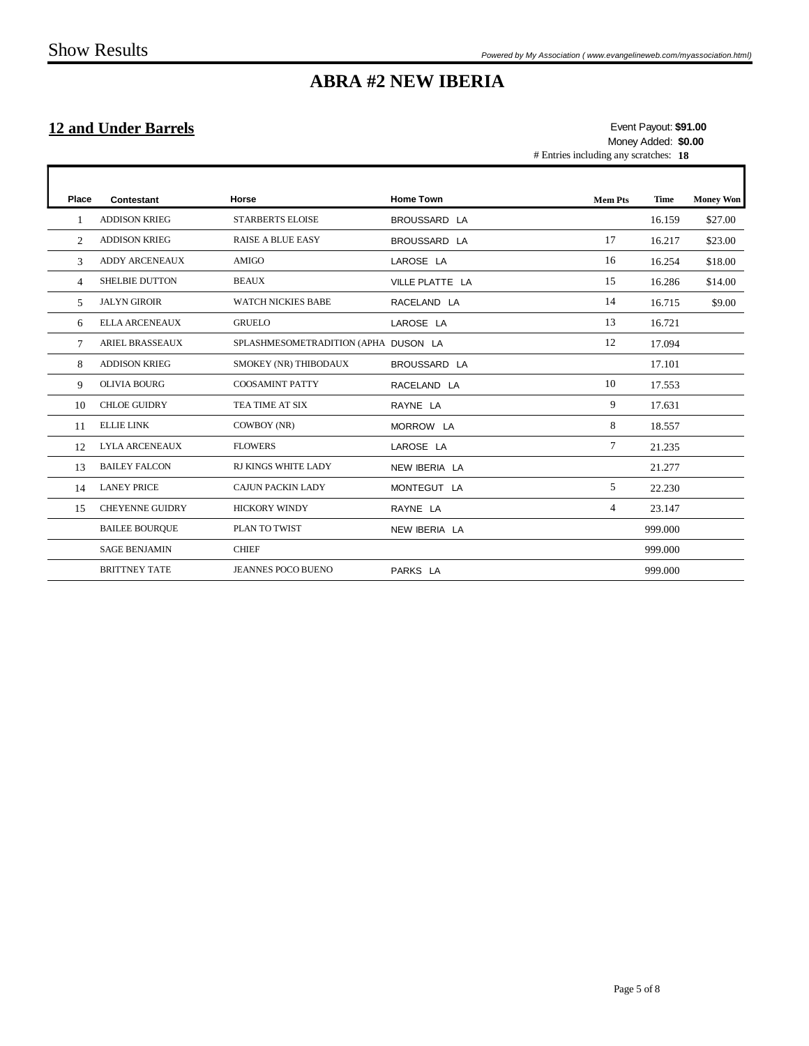# ABRA #2 NEW IBERIA

## 12 and Under Barrels

Event Payout: **$91.00**
Money Added: **$0.00**
# Entries including any scratches: **18**

| Place | Contestant | Horse | Home Town | Mem Pts | Time | Money Won |
|---|---|---|---|---|---|---|
| 1 | ADDISON KRIEG | STARBERTS ELOISE | BROUSSARD LA | | 16.159 | $27.00 |
| 2 | ADDISON KRIEG | RAISE A BLUE EASY | BROUSSARD LA | 17 | 16.217 | $23.00 |
| 3 | ADDY ARCENEAUX | AMIGO | LAROSE LA | 16 | 16.254 | $18.00 |
| 4 | SHELBIE DUTTON | BEAUX | VILLE PLATTE LA | 15 | 16.286 | $14.00 |
| 5 | JALYN GIROIR | WATCH NICKIES BABE | RACELAND LA | 14 | 16.715 | $9.00 |
| 6 | ELLA ARCENEAUX | GRUELO | LAROSE LA | 13 | 16.721 | |
| 7 | ARIEL BRASSEAUX | SPLASHMESOMETRADITION (APHA | DUSON LA | 12 | 17.094 | |
| 8 | ADDISON KRIEG | SMOKEY (NR) THIBODAUX | BROUSSARD LA | | 17.101 | |
| 9 | OLIVIA BOURG | COOSAMINT PATTY | RACELAND LA | 10 | 17.553 | |
| 10 | CHLOE GUIDRY | TEA TIME AT SIX | RAYNE LA | 9 | 17.631 | |
| 11 | ELLIE LINK | COWBOY (NR) | MORROW LA | 8 | 18.557 | |
| 12 | LYLA ARCENEAUX | FLOWERS | LAROSE LA | 7 | 21.235 | |
| 13 | BAILEY FALCON | RJ KINGS WHITE LADY | NEW IBERIA LA | | 21.277 | |
| 14 | LANEY PRICE | CAJUN PACKIN LADY | MONTEGUT LA | 5 | 22.230 | |
| 15 | CHEYENNE GUIDRY | HICKORY WINDY | RAYNE LA | 4 | 23.147 | |
| | BAILEE BOURQUE | PLAN TO TWIST | NEW IBERIA LA | | 999.000 | |
| | SAGE BENJAMIN | CHIEF | | | 999.000 | |
| | BRITTNEY TATE | JEANNES POCO BUENO | PARKS LA | | 999.000 | |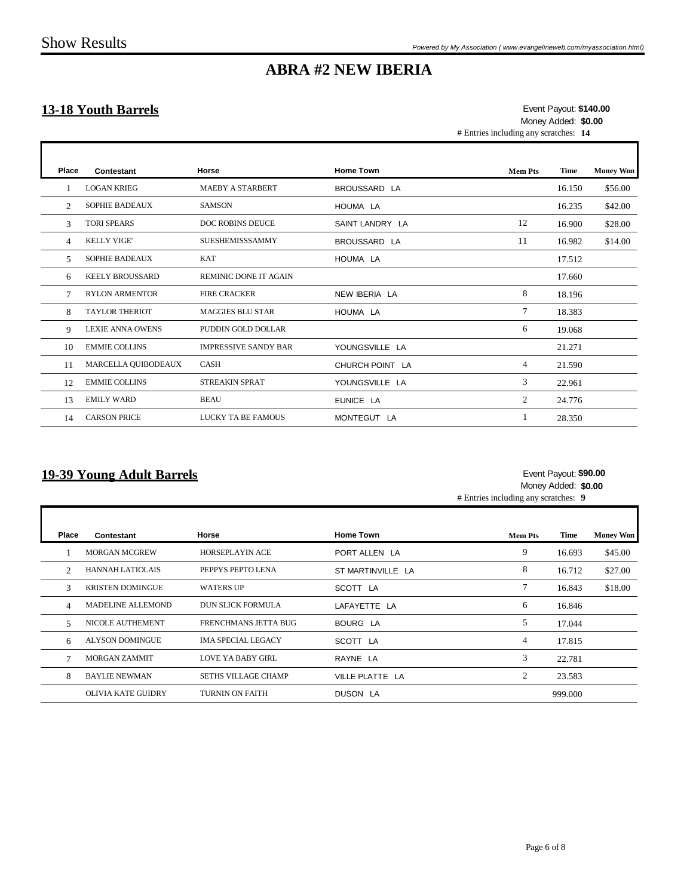# ABRA #2 NEW IBERIA

## 13-18 Youth Barrels

Event Payout: **$140.00**
Money Added: **$0.00**
# Entries including any scratches: **14**

| Place | Contestant | Horse | Home Town | Mem Pts | Time | Money Won |
|---|---|---|---|---|---|---|
| 1 | LOGAN KRIEG | MAEBY A STARBERT | BROUSSARD LA | | 16.150 | $56.00 |
| 2 | SOPHIE BADEAUX | SAMSON | HOUMA LA | | 16.235 | $42.00 |
| 3 | TORI SPEARS | DOC ROBINS DEUCE | SAINT LANDRY LA | 12 | 16.900 | $28.00 |
| 4 | KELLY VIGE' | SUESHEMISSSAMMY | BROUSSARD LA | 11 | 16.982 | $14.00 |
| 5 | SOPHIE BADEAUX | KAT | HOUMA LA | | 17.512 | |
| 6 | KEELY BROUSSARD | REMINIC DONE IT AGAIN | | | 17.660 | |
| 7 | RYLON ARMENTOR | FIRE CRACKER | NEW IBERIA LA | 8 | 18.196 | |
| 8 | TAYLOR THERIOT | MAGGIES BLU STAR | HOUMA LA | 7 | 18.383 | |
| 9 | LEXIE ANNA OWENS | PUDDIN GOLD DOLLAR | | 6 | 19.068 | |
| 10 | EMMIE COLLINS | IMPRESSIVE SANDY BAR | YOUNGSVILLE LA | | 21.271 | |
| 11 | MARCELLA QUIBODEAUX | CASH | CHURCH POINT LA | 4 | 21.590 | |
| 12 | EMMIE COLLINS | STREAKIN SPRAT | YOUNGSVILLE LA | 3 | 22.961 | |
| 13 | EMILY WARD | BEAU | EUNICE LA | 2 | 24.776 | |
| 14 | CARSON PRICE | LUCKY TA BE FAMOUS | MONTEGUT LA | 1 | 28.350 | |

## 19-39 Young Adult Barrels

Event Payout: **$90.00**
Money Added: **$0.00**
# Entries including any scratches: **9**

| Place | Contestant | Horse | Home Town | Mem Pts | Time | Money Won |
|---|---|---|---|---|---|---|
| 1 | MORGAN MCGREW | HORSEPLAYIN ACE | PORT ALLEN LA | 9 | 16.693 | $45.00 |
| 2 | HANNAH LATIOLAIS | PEPPYS PEPTO LENA | ST MARTINVILLE LA | 8 | 16.712 | $27.00 |
| 3 | KRISTEN DOMINGUE | WATERS UP | SCOTT LA | 7 | 16.843 | $18.00 |
| 4 | MADELINE ALLEMOND | DUN SLICK FORMULA | LAFAYETTE LA | 6 | 16.846 | |
| 5 | NICOLE AUTHEMENT | FRENCHMANS JETTA BUG | BOURG LA | 5 | 17.044 | |
| 6 | ALYSON DOMINGUE | IMA SPECIAL LEGACY | SCOTT LA | 4 | 17.815 | |
| 7 | MORGAN ZAMMIT | LOVE YA BABY GIRL | RAYNE LA | 3 | 22.781 | |
| 8 | BAYLIE NEWMAN | SETHS VILLAGE CHAMP | VILLE PLATTE LA | 2 | 23.583 | |
| | OLIVIA KATE GUIDRY | TURNIN ON FAITH | DUSON LA | | 999.000 | |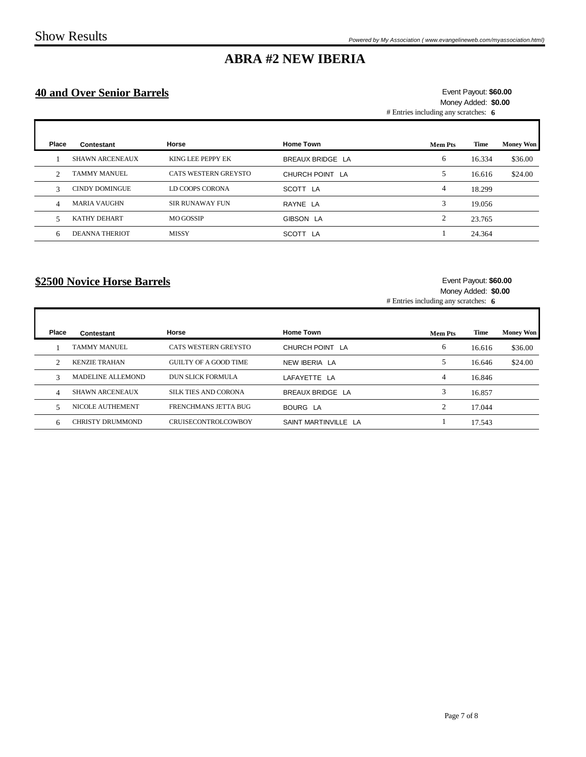# ABRA #2 NEW IBERIA

## 40 and Over Senior Barrels

Event Payout: **$60.00**
Money Added: **$0.00**
# Entries including any scratches: **6**

| Place | Contestant | Horse | Home Town | Mem Pts | Time | Money Won |
|---|---|---|---|---|---|---|
| 1 | SHAWN ARCENEAUX | KING LEE PEPPY EK | BREAUX BRIDGE LA | 6 | 16.334 | $36.00 |
| 2 | TAMMY MANUEL | CATS WESTERN GREYSTO | CHURCH POINT LA | 5 | 16.616 | $24.00 |
| 3 | CINDY DOMINGUE | LD COOPS CORONA | SCOTT LA | 4 | 18.299 | |
| 4 | MARIA VAUGHN | SIR RUNAWAY FUN | RAYNE LA | 3 | 19.056 | |
| 5 | KATHY DEHART | MO GOSSIP | GIBSON LA | 2 | 23.765 | |
| 6 | DEANNA THERIOT | MISSY | SCOTT LA | 1 | 24.364 | |

## $2500 Novice Horse Barrels

Event Payout: **$60.00**
Money Added: **$0.00**
# Entries including any scratches: **6**

| Place | Contestant | Horse | Home Town | Mem Pts | Time | Money Won |
|---|---|---|---|---|---|---|
| 1 | TAMMY MANUEL | CATS WESTERN GREYSTO | CHURCH POINT LA | 6 | 16.616 | $36.00 |
| 2 | KENZIE TRAHAN | GUILTY OF A GOOD TIME | NEW IBERIA LA | 5 | 16.646 | $24.00 |
| 3 | MADELINE ALLEMOND | DUN SLICK FORMULA | LAFAYETTE LA | 4 | 16.846 | |
| 4 | SHAWN ARCENEAUX | SILK TIES AND CORONA | BREAUX BRIDGE LA | 3 | 16.857 | |
| 5 | NICOLE AUTHEMENT | FRENCHMANS JETTA BUG | BOURG LA | 2 | 17.044 | |
| 6 | CHRISTY DRUMMOND | CRUISECONTROLCOWBOY | SAINT MARTINVILLE LA | 1 | 17.543 | |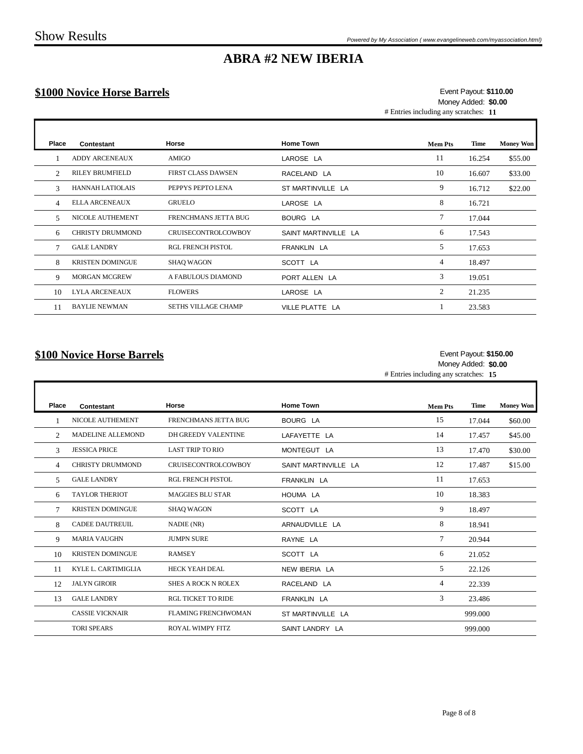# ABRA #2 NEW IBERIA

## $1000 Novice Horse Barrels

Event Payout: **$110.00**
Money Added: **$0.00**
# Entries including any scratches: **11**

| Place | Contestant | Horse | Home Town | Mem Pts | Time | Money Won |
|---|---|---|---|---|---|---|
| 1 | ADDY ARCENEAUX | AMIGO | LAROSE LA | 11 | 16.254 | $55.00 |
| 2 | RILEY BRUMFIELD | FIRST CLASS DAWSEN | RACELAND LA | 10 | 16.607 | $33.00 |
| 3 | HANNAH LATIOLAIS | PEPPYS PEPTO LENA | ST MARTINVILLE LA | 9 | 16.712 | $22.00 |
| 4 | ELLA ARCENEAUX | GRUELO | LAROSE LA | 8 | 16.721 | |
| 5 | NICOLE AUTHEMENT | FRENCHMANS JETTA BUG | BOURG LA | 7 | 17.044 | |
| 6 | CHRISTY DRUMMOND | CRUISECONTROLCOWBOY | SAINT MARTINVILLE LA | 6 | 17.543 | |
| 7 | GALE LANDRY | RGL FRENCH PISTOL | FRANKLIN LA | 5 | 17.653 | |
| 8 | KRISTEN DOMINGUE | SHAQ WAGON | SCOTT LA | 4 | 18.497 | |
| 9 | MORGAN MCGREW | A FABULOUS DIAMOND | PORT ALLEN LA | 3 | 19.051 | |
| 10 | LYLA ARCENEAUX | FLOWERS | LAROSE LA | 2 | 21.235 | |
| 11 | BAYLIE NEWMAN | SETHS VILLAGE CHAMP | VILLE PLATTE LA | 1 | 23.583 | |

## $100 Novice Horse Barrels

Event Payout: **$150.00**
Money Added: **$0.00**
# Entries including any scratches: **15**

| Place | Contestant | Horse | Home Town | Mem Pts | Time | Money Won |
|---|---|---|---|---|---|---|
| 1 | NICOLE AUTHEMENT | FRENCHMANS JETTA BUG | BOURG LA | 15 | 17.044 | $60.00 |
| 2 | MADELINE ALLEMOND | DH GREEDY VALENTINE | LAFAYETTE LA | 14 | 17.457 | $45.00 |
| 3 | JESSICA PRICE | LAST TRIP TO RIO | MONTEGUT LA | 13 | 17.470 | $30.00 |
| 4 | CHRISTY DRUMMOND | CRUISECONTROLCOWBOY | SAINT MARTINVILLE LA | 12 | 17.487 | $15.00 |
| 5 | GALE LANDRY | RGL FRENCH PISTOL | FRANKLIN LA | 11 | 17.653 | |
| 6 | TAYLOR THERIOT | MAGGIES BLU STAR | HOUMA LA | 10 | 18.383 | |
| 7 | KRISTEN DOMINGUE | SHAQ WAGON | SCOTT LA | 9 | 18.497 | |
| 8 | CADEE DAUTREUIL | NADIE (NR) | ARNAUDVILLE LA | 8 | 18.941 | |
| 9 | MARIA VAUGHN | JUMPN SURE | RAYNE LA | 7 | 20.944 | |
| 10 | KRISTEN DOMINGUE | RAMSEY | SCOTT LA | 6 | 21.052 | |
| 11 | KYLE L. CARTIMIGLIA | HECK YEAH DEAL | NEW IBERIA LA | 5 | 22.126 | |
| 12 | JALYN GIROIR | SHES A ROCK N ROLEX | RACELAND LA | 4 | 22.339 | |
| 13 | GALE LANDRY | RGL TICKET TO RIDE | FRANKLIN LA | 3 | 23.486 | |
| | CASSIE VICKNAIR | FLAMING FRENCHWOMAN | ST MARTINVILLE LA | | 999.000 | |
| | TORI SPEARS | ROYAL WIMPY FITZ | SAINT LANDRY LA | | 999.000 | |